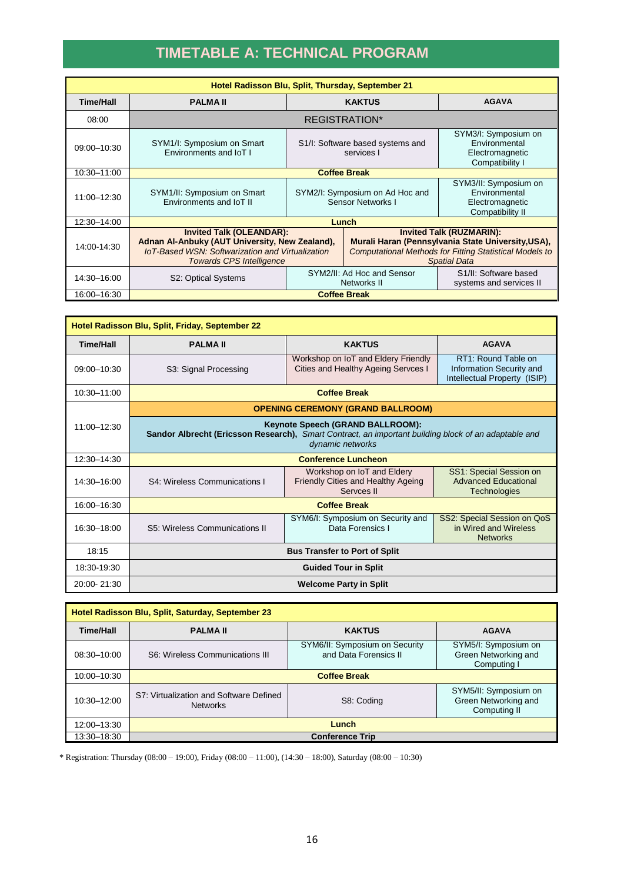# TIMETABLE A: TECHNICAL PROGRAM

| Hotel Radisson Blu, Split, Thursday, September 21 | | | |
|---|---|---|---|
| **Time/Hall** | **PALMA II** | **KAKTUS** | **AGAVA** |
| 08:00 | REGISTRATION* | | |
| 09:00–10:30 | SYM1/I: Symposium on Smart Environments and IoT I | S1/I: Software based systems and services I | SYM3/I: Symposium on Environmental Electromagnetic Compatibility I |
| 10:30–11:00 | **Coffee Break** | | |
| 11:00–12:30 | SYM1/II: Symposium on Smart Environments and IoT II | SYM2/I: Symposium on Ad Hoc and Sensor Networks I | SYM3/II: Symposium on Environmental Electromagnetic Compatibility II |
| 12:30–14:00 | **Lunch** | | |
| 14:00-14:30 | **Invited Talk (OLEANDAR): Adnan Al-Anbuky (AUT University, New Zealand),** *IoT-Based WSN: Softwarization and Virtualization Towards CPS Intelligence* | **Invited Talk (RUZMARIN): Murali Haran (Pennsylvania State University,USA),** *Computational Methods for Fitting Statistical Models to Spatial Data* | |
| 14:30–16:00 | S2: Optical Systems | SYM2/II: Ad Hoc and Sensor Networks II | S1/II: Software based systems and services II |
| 16:00–16:30 | **Coffee Break** | | |

| Hotel Radisson Blu, Split, Friday, September 22 | | | |
|---|---|---|---|
| **Time/Hall** | **PALMA II** | **KAKTUS** | **AGAVA** |
| 09:00–10:30 | S3: Signal Processing | Workshop on IoT and Eldery Friendly Cities and Healthy Ageing Servces I | RT1: Round Table on Information Security and Intellectual Property (ISIP) |
| 10:30–11:00 | **Coffee Break** | | |
| 11:00–12:30 | **OPENING CEREMONY (GRAND BALLROOM)**<br>**Keynote Speech (GRAND BALLROOM): Sandor Albrecht (Ericsson Research),** *Smart Contract, an important building block of an adaptable and dynamic networks* | | |
| 12:30–14:30 | **Conference Luncheon** | | |
| 14:30–16:00 | S4: Wireless Communications I | Workshop on IoT and Eldery Friendly Cities and Healthy Ageing Servces II | SS1: Special Session on Advanced Educational Technologies |
| 16:00–16:30 | **Coffee Break** | | |
| 16:30–18:00 | S5: Wireless Communications II | SYM6/I: Symposium on Security and Data Forensics I | SS2: Special Session on QoS in Wired and Wireless Networks |
| 18:15 | **Bus Transfer to Port of Split** | | |
| 18:30-19:30 | **Guided Tour in Split** | | |
| 20:00- 21:30 | **Welcome Party in Split** | | |

| Hotel Radisson Blu, Split, Saturday, September 23 | | | |
|---|---|---|---|
| **Time/Hall** | **PALMA II** | **KAKTUS** | **AGAVA** |
| 08:30–10:00 | S6: Wireless Communications III | SYM6/II: Symposium on Security and Data Forensics II | SYM5/I: Symposium on Green Networking and Computing I |
| 10:00–10:30 | **Coffee Break** | | |
| 10:30–12:00 | S7: Virtualization and Software Defined Networks | S8: Coding | SYM5/II: Symposium on Green Networking and Computing II |
| 12:00–13:30 | **Lunch** | | |
| 13:30–18:30 | **Conference Trip** | | |

* Registration: Thursday (08:00 – 19:00), Friday (08:00 – 11:00), (14:30 – 18:00), Saturday (08:00 – 10:30)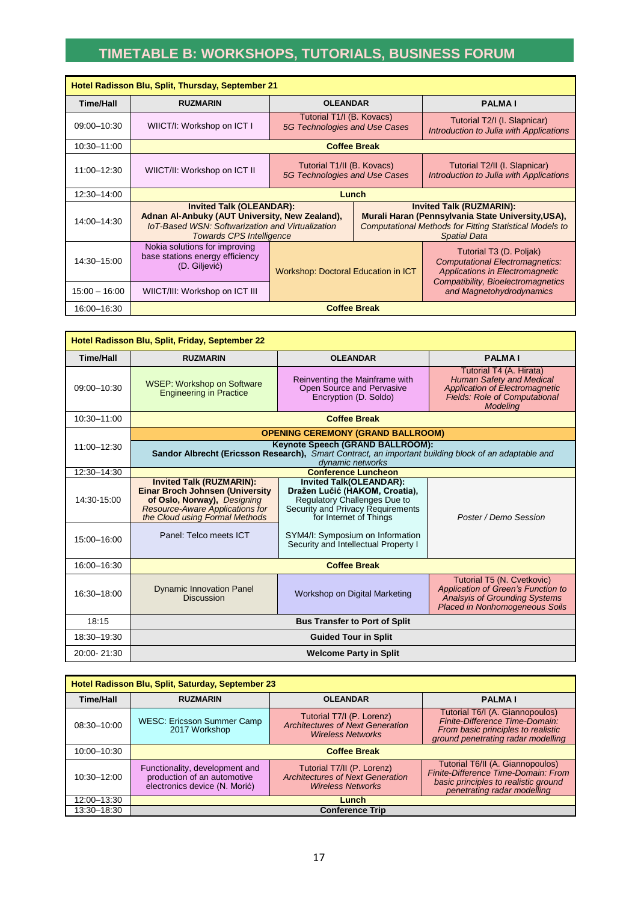# TIMETABLE B: WORKSHOPS, TUTORIALS, BUSINESS FORUM

**Hotel Radisson Blu, Split, Thursday, September 21**

| Time/Hall | RUZMARIN | OLEANDAR | PALMA I |
|---|---|---|---|
| 09:00–10:30 | WIICT/I: Workshop on ICT I | Tutorial T1/I (B. Kovacs) *5G Technologies and Use Cases* | Tutorial T2/I (I. Slapnicar) *Introduction to Julia with Applications* |
| 10:30–11:00 | **Coffee Break** | | |
| 11:00–12:30 | WIICT/II: Workshop on ICT II | Tutorial T1/II (B. Kovacs) *5G Technologies and Use Cases* | Tutorial T2/II (I. Slapnicar) *Introduction to Julia with Applications* |
| 12:30–14:00 | **Lunch** | | |
| 14:00–14:30 | **Invited Talk (OLEANDAR): Adnan Al-Anbuky (AUT University, New Zealand),** *IoT-Based WSN: Softwarization and Virtualization Towards CPS Intelligence* | **Invited Talk (RUZMARIN): Murali Haran (Pennsylvania State University,USA),** *Computational Methods for Fitting Statistical Models to Spatial Data* | |
| 14:30–15:00 | Nokia solutions for improving base stations energy efficiency (D. Giljević) | Workshop: Doctoral Education in ICT | Tutorial T3 (D. Poljak) *Computational Electromagnetics: Applications in Electromagnetic Compatibility, Bioelectromagnetics and Magnetohydrodynamics* |
| 15:00 – 16:00 | WIICT/III: Workshop on ICT III | | |
| 16:00–16:30 | **Coffee Break** | | |

**Hotel Radisson Blu, Split, Friday, September 22**

| Time/Hall | RUZMARIN | OLEANDAR | PALMA I |
|---|---|---|---|
| 09:00–10:30 | WSEP: Workshop on Software Engineering in Practice | Reinventing the Mainframe with Open Source and Pervasive Encryption (D. Soldo) | Tutorial T4 (A. Hirata) *Human Safety and Medical Application of Electromagnetic Fields: Role of Computational Modeling* |
| 10:30–11:00 | **Coffee Break** | | |
| 11:00–12:30 | **OPENING CEREMONY (GRAND BALLROOM)** **Keynote Speech (GRAND BALLROOM): Sandor Albrecht (Ericsson Research),** *Smart Contract, an important building block of an adaptable and dynamic networks* | | |
| 12:30–14:30 | **Conference Luncheon** | | |
| 14:30-15:00 | **Invited Talk (RUZMARIN): Einar Broch Johnsen (University of Oslo, Norway),** *Designing Resource-Aware Applications for the Cloud using Formal Methods* | **Invited Talk(OLEANDAR): Dražen Lučić (HAKOM, Croatia),** Regulatory Challenges Due to Security and Privacy Requirements for Internet of Things | *Poster / Demo Session* |
| 15:00–16:00 | Panel: Telco meets ICT | SYM4/I: Symposium on Information Security and Intellectual Property I | |
| 16:00–16:30 | **Coffee Break** | | |
| 16:30–18:00 | Dynamic Innovation Panel Discussion | Workshop on Digital Marketing | Tutorial T5 (N. Cvetkovic) *Application of Green's Function to Analsyis of Grounding Systems Placed in Nonhomogeneous Soils* |
| 18:15 | **Bus Transfer to Port of Split** | | |
| 18:30–19:30 | **Guided Tour in Split** | | |
| 20:00- 21:30 | **Welcome Party in Split** | | |

**Hotel Radisson Blu, Split, Saturday, September 23**

| Time/Hall | RUZMARIN | OLEANDAR | PALMA I |
|---|---|---|---|
| 08:30–10:00 | WESC: Ericsson Summer Camp 2017 Workshop | Tutorial T7/I (P. Lorenz) *Architectures of Next Generation Wireless Networks* | Tutorial T6/I (A. Giannopoulos) *Finite-Difference Time-Domain: From basic principles to realistic ground penetrating radar modelling* |
| 10:00–10:30 | **Coffee Break** | | |
| 10:30–12:00 | Functionality, development and production of an automotive electronics device (N. Morić) | Tutorial T7/II (P. Lorenz) *Architectures of Next Generation Wireless Networks* | Tutorial T6/II (A. Giannopoulos) *Finite-Difference Time-Domain: From basic principles to realistic ground penetrating radar modelling* |
| 12:00–13:30 | **Lunch** | | |
| 13:30–18:30 | **Conference Trip** | | |